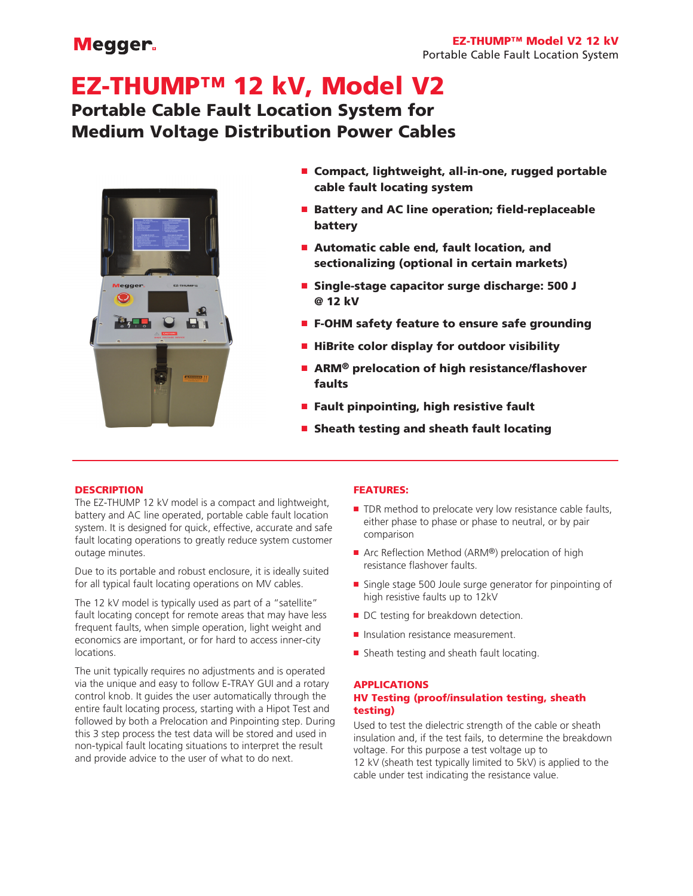# EZ-THUMP™ 12 kV, Model V2

## Portable Cable Fault Location System for Medium Voltage Distribution Power Cables

- **Compact, lightweight, all-in-one, rugged portable cable fault locating system**
- **Battery and AC line operation; field-replaceable battery**
- **Automatic cable end, fault location, and sectionalizing (optional in certain markets)**
- **Single-stage capacitor surge discharge: 500 J @ 12 kV**
- **F-OHM safety feature to ensure safe grounding**
- **HiBrite color display for outdoor visibility**
- **ARM® prelocation of high resistance/flashover faults**
- **Fault pinpointing, high resistive fault**
- **Sheath testing and sheath fault locating**

### DESCRIPTION

The EZ-THUMP 12 kV model is a compact and lightweight, battery and AC line operated, portable cable fault location system. It is designed for quick, effective, accurate and safe fault locating operations to greatly reduce system customer outage minutes.

Due to its portable and robust enclosure, it is ideally suited for all typical fault locating operations on MV cables.

The 12 kV model is typically used as part of a "satellite" fault locating concept for remote areas that may have less frequent faults, when simple operation, light weight and economics are important, or for hard to access inner-city locations.

The unit typically requires no adjustments and is operated via the unique and easy to follow E-TRAY GUI and a rotary control knob. It guides the user automatically through the entire fault locating process, starting with a Hipot Test and followed by both a Prelocation and Pinpointing step. During this 3 step process the test data will be stored and used in non-typical fault locating situations to interpret the result and provide advice to the user of what to do next.

### FEATURES:

- TDR method to prelocate very low resistance cable faults, either phase to phase or phase to neutral, or by pair comparison
- Arc Reflection Method (ARM®) prelocation of high resistance flashover faults.
- Single stage 500 Joule surge generator for pinpointing of high resistive faults up to 12kV
- DC testing for breakdown detection.
- Insulation resistance measurement.
- Sheath testing and sheath fault locating.

### APPLICATIONS

#### HV Testing (proof/insulation testing, sheath testing)

Used to test the dielectric strength of the cable or sheath insulation and, if the test fails, to determine the breakdown voltage. For this purpose a test voltage up to 12 kV (sheath test typically limited to 5kV) is applied to the cable under test indicating the resistance value.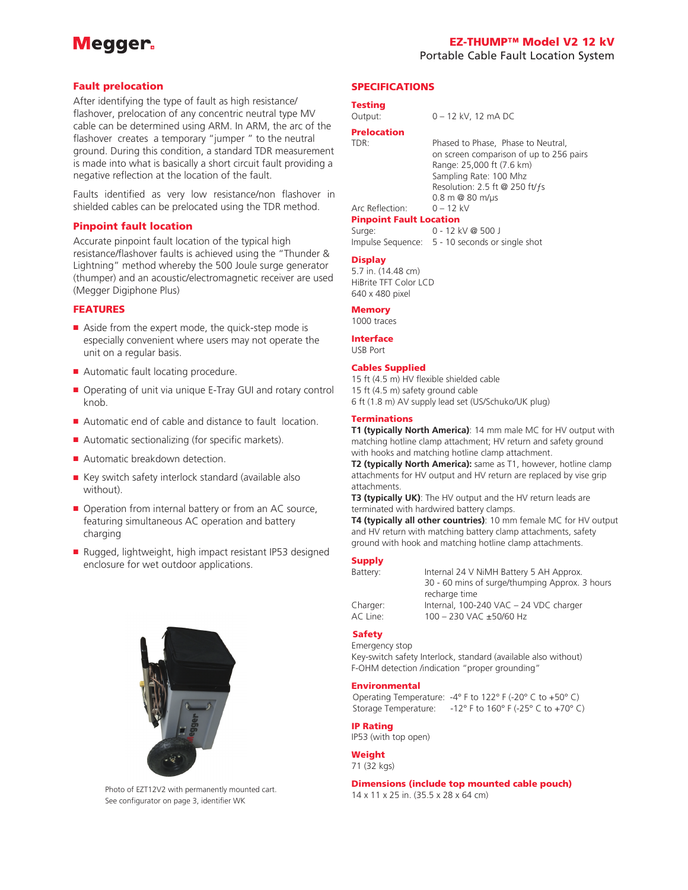# EZ-THUMP™ Model V2 12 kV

Portable Cable Fault Location System

## Fault prelocation

After identifying the type of fault as high resistance/ flashover, prelocation of any concentric neutral type MV cable can be determined using ARM. In ARM, the arc of the flashover creates a temporary "jumper " to the neutral ground. During this condition, a standard TDR measurement is made into what is basically a short circuit fault providing a negative reflection at the location of the fault.

Faults identified as very low resistance/non flashover in shielded cables can be prelocated using the TDR method.

## Pinpoint fault location

Accurate pinpoint fault location of the typical high resistance/flashover faults is achieved using the "Thunder & Lightning" method whereby the 500 Joule surge generator (thumper) and an acoustic/electromagnetic receiver are used (Megger Digiphone Plus)

## FEATURES

- Aside from the expert mode, the quick-step mode is especially convenient where users may not operate the unit on a regular basis.
- Automatic fault locating procedure.
- Operating of unit via unique E-Tray GUI and rotary control knob.
- Automatic end of cable and distance to fault location.
- Automatic sectionalizing (for specific markets).
- Automatic breakdown detection.
- Key switch safety interlock standard (available also without).
- Operation from internal battery or from an AC source, featuring simultaneous AC operation and battery charging
- Rugged, lightweight, high impact resistant IP53 designed enclosure for wet outdoor applications.

Photo of EZT12V2 with permanently mounted cart.
See configurator on page 3, identifier WK

## SPECIFICATIONS

### Testing

Output: 0 – 12 kV, 12 mA DC

### Prelocation

TDR: Phased to Phase, Phase to Neutral, on screen comparison of up to 256 pairs
Range: 25,000 ft (7.6 km)
Sampling Rate: 100 Mhz
Resolution: 2.5 ft @ 250 ft/ƒs
0.8 m @ 80 m/µs

Arc Reflection: 0 – 12 kV

### Pinpoint Fault Location

Surge: 0 - 12 kV @ 500 J
Impulse Sequence: 5 - 10 seconds or single shot

### Display

5.7 in. (14.48 cm)
HiBrite TFT Color LCD
640 x 480 pixel

### Memory

1000 traces

### Interface

USB Port

### Cables Supplied

15 ft (4.5 m) HV flexible shielded cable
15 ft (4.5 m) safety ground cable
6 ft (1.8 m) AV supply lead set (US/Schuko/UK plug)

### Terminations

**T1 (typically North America)**: 14 mm male MC for HV output with matching hotline clamp attachment; HV return and safety ground with hooks and matching hotline clamp attachment.
**T2 (typically North America):** same as T1, however, hotline clamp attachments for HV output and HV return are replaced by vise grip attachments.
**T3 (typically UK)**: The HV output and the HV return leads are terminated with hardwired battery clamps.
**T4 (typically all other countries)**: 10 mm female MC for HV output and HV return with matching battery clamp attachments, safety ground with hook and matching hotline clamp attachments.

### Supply

Battery: Internal 24 V NiMH Battery 5 AH Approx.
30 - 60 mins of surge/thumping Approx. 3 hours recharge time
Charger: Internal, 100-240 VAC – 24 VDC charger
AC Line: 100 – 230 VAC ±50/60 Hz

### Safety

Emergency stop
Key-switch safety Interlock, standard (available also without)
F-OHM detection /indication "proper grounding"

### Environmental

Operating Temperature: -4° F to 122° F (-20° C to +50° C)
Storage Temperature: -12° F to 160° F (-25° C to +70° C)

### IP Rating

IP53 (with top open)

### Weight

71 (32 kgs)

### Dimensions (include top mounted cable pouch)

14 x 11 x 25 in. (35.5 x 28 x 64 cm)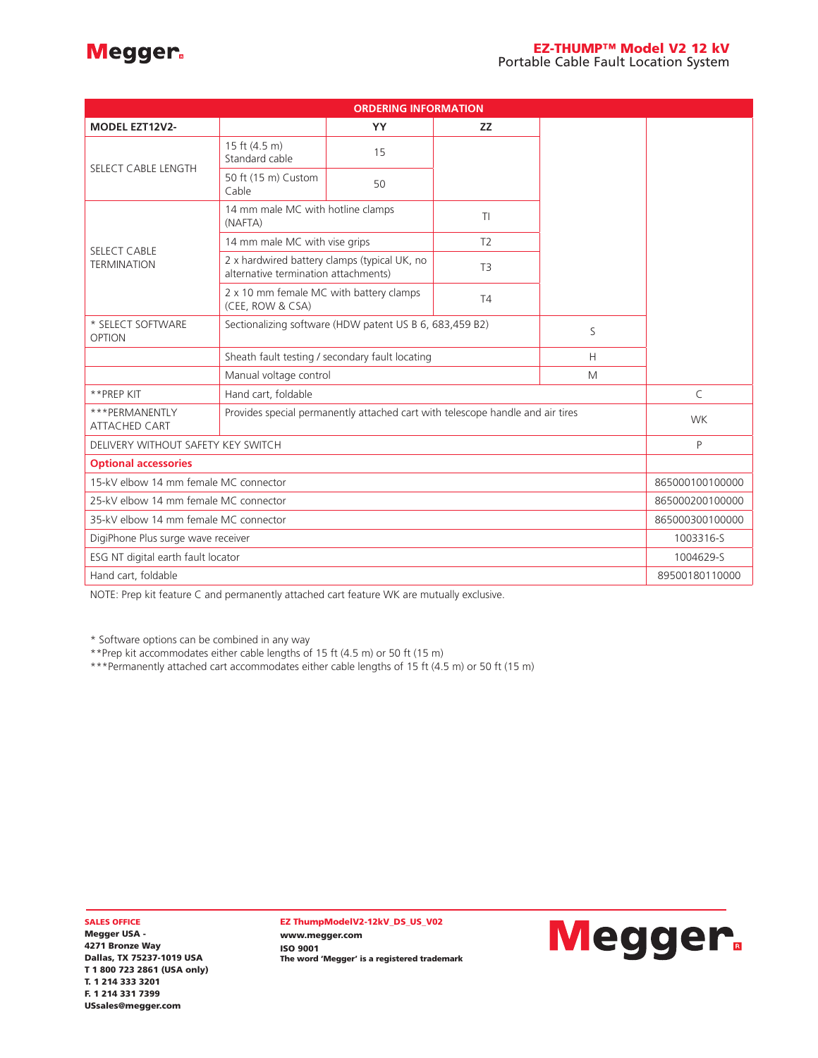| ORDERING INFORMATION | | | | | |
|---|---|---|---|---|---|
| **MODEL EZT12V2-** | | **YY** | **ZZ** | | |
| SELECT CABLE LENGTH | 15 ft (4.5 m) Standard cable | 15 | | | |
| | 50 ft (15 m) Custom Cable | 50 | | | |
| SELECT CABLE TERMINATION | 14 mm male MC with hotline clamps (NAFTA) | | TI | | |
| | 14 mm male MC with vise grips | | T2 | | |
| | 2 x hardwired battery clamps (typical UK, no alternative termination attachments) | | T3 | | |
| | 2 x 10 mm female MC with battery clamps (CEE, ROW & CSA) | | T4 | | |
| * SELECT SOFTWARE OPTION | Sectionalizing software (HDW patent US B 6, 683,459 B2) | | | S | |
| | Sheath fault testing / secondary fault locating | | | H | |
| | Manual voltage control | | | M | |
| **PREP KIT | Hand cart, foldable | | | | C |
| ***PERMANENTLY ATTACHED CART | Provides special permanently attached cart with telescope handle and air tires | | | | WK |
| DELIVERY WITHOUT SAFETY KEY SWITCH | | | | | P |
| **Optional accessories** | | | | | |
| 15-kV elbow 14 mm female MC connector | | | | | 865000100100000 |
| 25-kV elbow 14 mm female MC connector | | | | | 865000200100000 |
| 35-kV elbow 14 mm female MC connector | | | | | 865000300100000 |
| DigiPhone Plus surge wave receiver | | | | | 1003316-S |
| ESG NT digital earth fault locator | | | | | 1004629-S |
| Hand cart, foldable | | | | | 89500180110000 |

NOTE: Prep kit feature C and permanently attached cart feature WK are mutually exclusive.

* Software options can be combined in any way
**Prep kit accommodates either cable lengths of 15 ft (4.5 m) or 50 ft (15 m)
***Permanently attached cart accommodates either cable lengths of 15 ft (4.5 m) or 50 ft (15 m)

**SALES OFFICE**
**Megger USA -**
**4271 Bronze Way**
**Dallas, TX 75237-1019 USA**
**T 1 800 723 2861 (USA only)**
**T. 1 214 333 3201**
**F. 1 214 331 7399**
**USsales@megger.com**

**EZ ThumpModelV2-12kV_DS_US_V02**
**www.megger.com**
**ISO 9001**
**The word 'Megger' is a registered trademark**